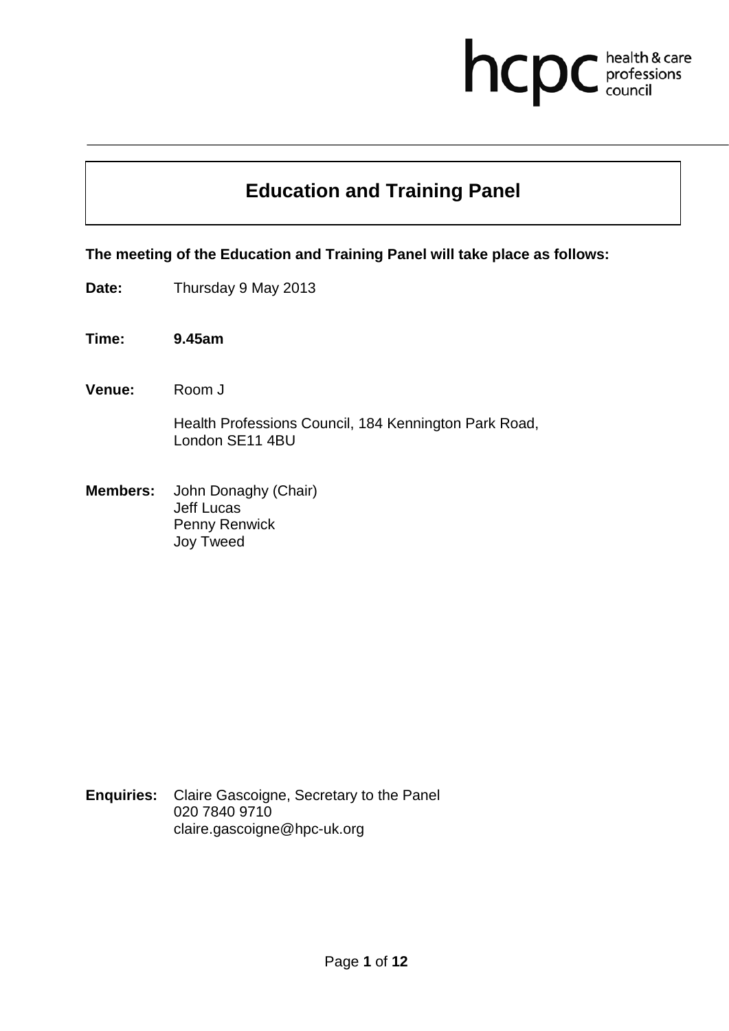hcpc health & care professions council

# Education and Training Panel

**The meeting of the Education and Training Panel will take place as follows:**

**Date:** Thursday 9 May 2013

**Time:** **9.45am**

**Venue:** Room J

Health Professions Council, 184 Kennington Park Road,
London SE11 4BU

**Members:** John Donaghy (Chair)
Jeff Lucas
Penny Renwick
Joy Tweed

**Enquiries:** Claire Gascoigne, Secretary to the Panel
020 7840 9710
claire.gascoigne@hpc-uk.org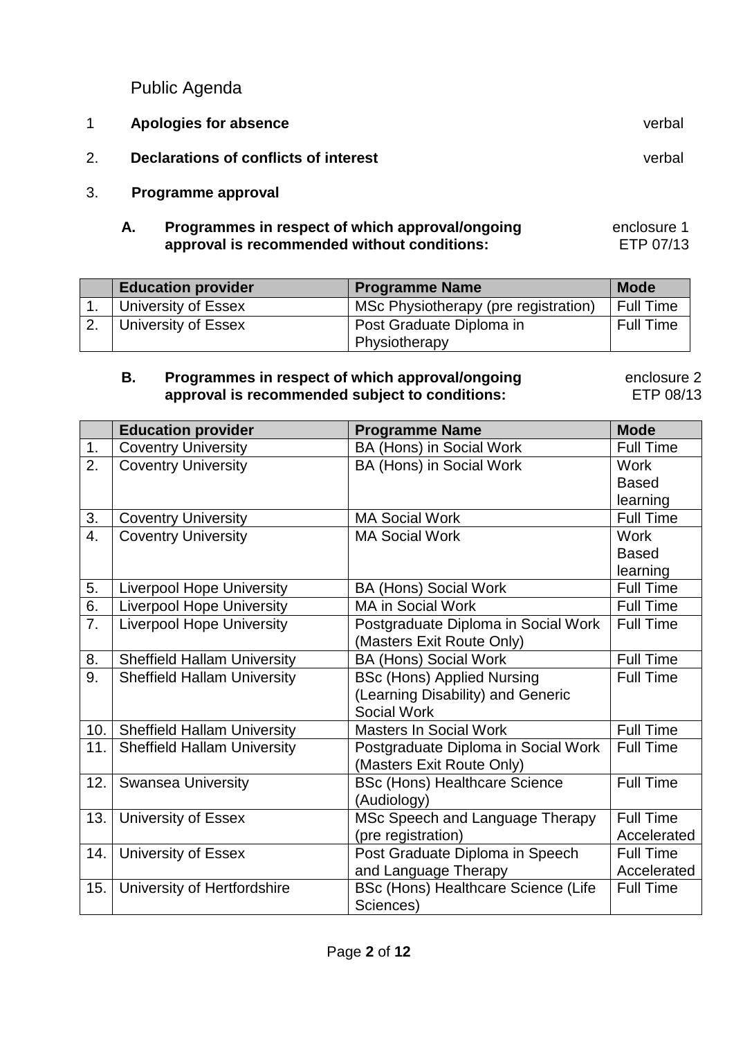Public Agenda

1 **Apologies for absence** verbal

2. **Declarations of conflicts of interest** verbal

3. **Programme approval**

**A. Programmes in respect of which approval/ongoing approval is recommended without conditions:** enclosure 1 ETP 07/13

| | Education provider | Programme Name | Mode |
|---|---|---|---|
| 1. | University of Essex | MSc Physiotherapy (pre registration) | Full Time |
| 2. | University of Essex | Post Graduate Diploma in Physiotherapy | Full Time |

**B. Programmes in respect of which approval/ongoing approval is recommended subject to conditions:** enclosure 2 ETP 08/13

| | Education provider | Programme Name | Mode |
|---|---|---|---|
| 1. | Coventry University | BA (Hons) in Social Work | Full Time |
| 2. | Coventry University | BA (Hons) in Social Work | Work Based learning |
| 3. | Coventry University | MA Social Work | Full Time |
| 4. | Coventry University | MA Social Work | Work Based learning |
| 5. | Liverpool Hope University | BA (Hons) Social Work | Full Time |
| 6. | Liverpool Hope University | MA in Social Work | Full Time |
| 7. | Liverpool Hope University | Postgraduate Diploma in Social Work (Masters Exit Route Only) | Full Time |
| 8. | Sheffield Hallam University | BA (Hons) Social Work | Full Time |
| 9. | Sheffield Hallam University | BSc (Hons) Applied Nursing (Learning Disability) and Generic Social Work | Full Time |
| 10. | Sheffield Hallam University | Masters In Social Work | Full Time |
| 11. | Sheffield Hallam University | Postgraduate Diploma in Social Work (Masters Exit Route Only) | Full Time |
| 12. | Swansea University | BSc (Hons) Healthcare Science (Audiology) | Full Time |
| 13. | University of Essex | MSc Speech and Language Therapy (pre registration) | Full Time Accelerated |
| 14. | University of Essex | Post Graduate Diploma in Speech and Language Therapy | Full Time Accelerated |
| 15. | University of Hertfordshire | BSc (Hons) Healthcare Science (Life Sciences) | Full Time |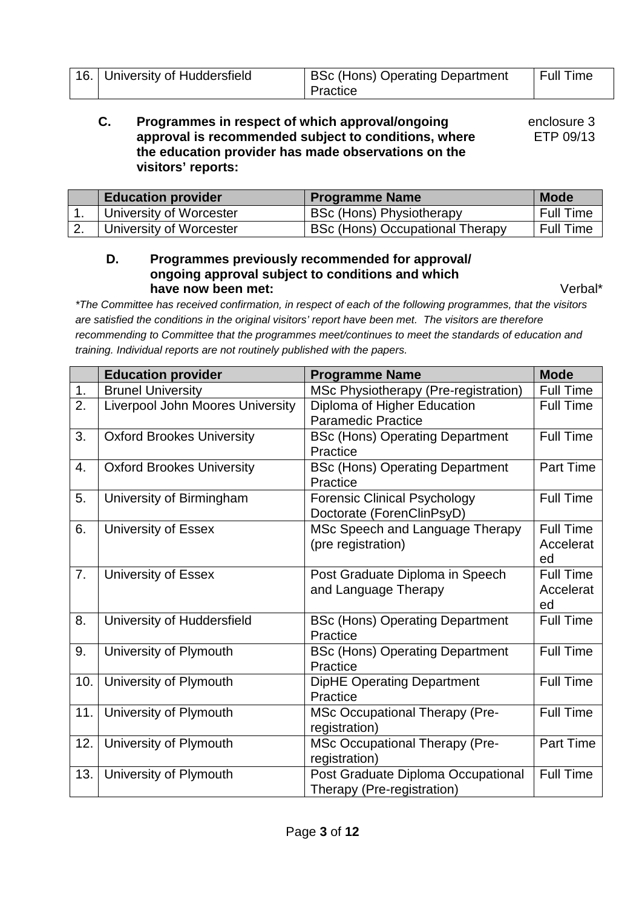| 16. | University of Huddersfield | BSc (Hons) Operating Department Practice | Full Time |
|---|---|---|---|

**C. Programmes in respect of which approval/ongoing approval is recommended subject to conditions, where the education provider has made observations on the visitors' reports:** enclosure 3 ETP 09/13

| | Education provider | Programme Name | Mode |
|---|---|---|---|
| 1. | University of Worcester | BSc (Hons) Physiotherapy | Full Time |
| 2. | University of Worcester | BSc (Hons) Occupational Therapy | Full Time |

**D. Programmes previously recommended for approval/ ongoing approval subject to conditions and which have now been met:** Verbal*

*\*The Committee has received confirmation, in respect of each of the following programmes, that the visitors are satisfied the conditions in the original visitors' report have been met. The visitors are therefore recommending to Committee that the programmes meet/continues to meet the standards of education and training. Individual reports are not routinely published with the papers.*

| | Education provider | Programme Name | Mode |
|---|---|---|---|
| 1. | Brunel University | MSc Physiotherapy (Pre-registration) | Full Time |
| 2. | Liverpool John Moores University | Diploma of Higher Education Paramedic Practice | Full Time |
| 3. | Oxford Brookes University | BSc (Hons) Operating Department Practice | Full Time |
| 4. | Oxford Brookes University | BSc (Hons) Operating Department Practice | Part Time |
| 5. | University of Birmingham | Forensic Clinical Psychology Doctorate (ForenClinPsyD) | Full Time |
| 6. | University of Essex | MSc Speech and Language Therapy (pre registration) | Full Time Accelerated |
| 7. | University of Essex | Post Graduate Diploma in Speech and Language Therapy | Full Time Accelerated |
| 8. | University of Huddersfield | BSc (Hons) Operating Department Practice | Full Time |
| 9. | University of Plymouth | BSc (Hons) Operating Department Practice | Full Time |
| 10. | University of Plymouth | DipHE Operating Department Practice | Full Time |
| 11. | University of Plymouth | MSc Occupational Therapy (Pre-registration) | Full Time |
| 12. | University of Plymouth | MSc Occupational Therapy (Pre-registration) | Part Time |
| 13. | University of Plymouth | Post Graduate Diploma Occupational Therapy (Pre-registration) | Full Time |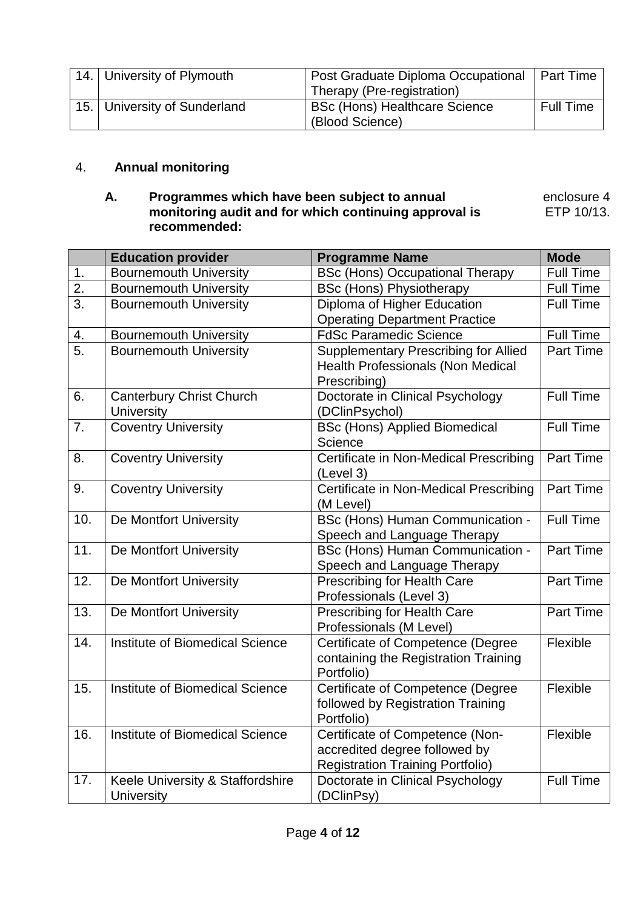| | | | |
|---|---|---|---|
| 14. | University of Plymouth | Post Graduate Diploma Occupational Therapy (Pre-registration) | Part Time |
| 15. | University of Sunderland | BSc (Hons) Healthcare Science (Blood Science) | Full Time |

4. **Annual monitoring**

**A. Programmes which have been subject to annual monitoring audit and for which continuing approval is recommended:** enclosure 4 ETP 10/13.

| | Education provider | Programme Name | Mode |
|---|---|---|---|
| 1. | Bournemouth University | BSc (Hons) Occupational Therapy | Full Time |
| 2. | Bournemouth University | BSc (Hons) Physiotherapy | Full Time |
| 3. | Bournemouth University | Diploma of Higher Education Operating Department Practice | Full Time |
| 4. | Bournemouth University | FdSc Paramedic Science | Full Time |
| 5. | Bournemouth University | Supplementary Prescribing for Allied Health Professionals (Non Medical Prescribing) | Part Time |
| 6. | Canterbury Christ Church University | Doctorate in Clinical Psychology (DClinPsychol) | Full Time |
| 7. | Coventry University | BSc (Hons) Applied Biomedical Science | Full Time |
| 8. | Coventry University | Certificate in Non-Medical Prescribing (Level 3) | Part Time |
| 9. | Coventry University | Certificate in Non-Medical Prescribing (M Level) | Part Time |
| 10. | De Montfort University | BSc (Hons) Human Communication - Speech and Language Therapy | Full Time |
| 11. | De Montfort University | BSc (Hons) Human Communication - Speech and Language Therapy | Part Time |
| 12. | De Montfort University | Prescribing for Health Care Professionals (Level 3) | Part Time |
| 13. | De Montfort University | Prescribing for Health Care Professionals (M Level) | Part Time |
| 14. | Institute of Biomedical Science | Certificate of Competence (Degree containing the Registration Training Portfolio) | Flexible |
| 15. | Institute of Biomedical Science | Certificate of Competence (Degree followed by Registration Training Portfolio) | Flexible |
| 16. | Institute of Biomedical Science | Certificate of Competence (Non-accredited degree followed by Registration Training Portfolio) | Flexible |
| 17. | Keele University & Staffordshire University | Doctorate in Clinical Psychology (DClinPsy) | Full Time |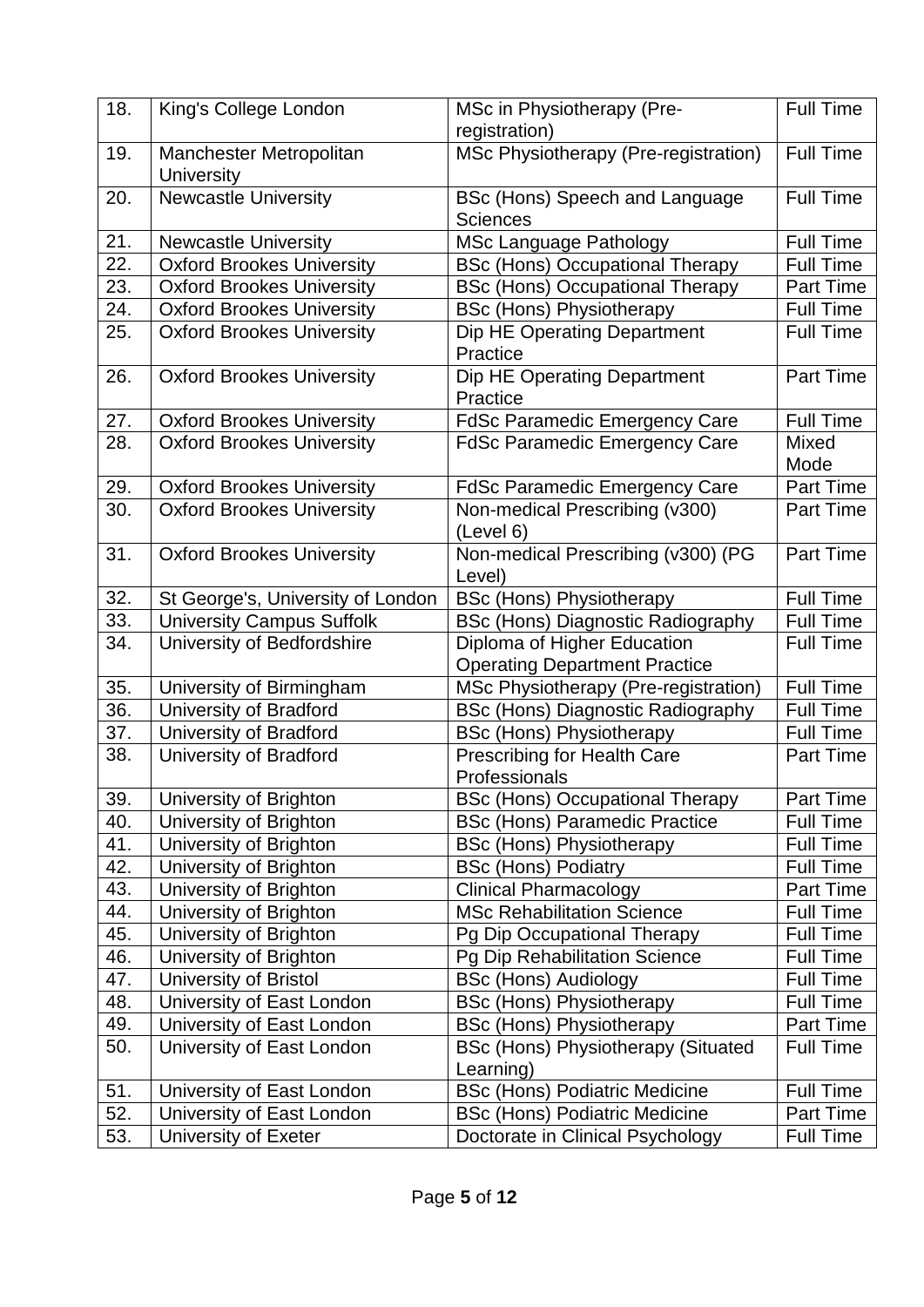| 18. | King's College London | MSc in Physiotherapy (Pre-registration) | Full Time |
|---|---|---|---|
| 19. | Manchester Metropolitan University | MSc Physiotherapy (Pre-registration) | Full Time |
| 20. | Newcastle University | BSc (Hons) Speech and Language Sciences | Full Time |
| 21. | Newcastle University | MSc Language Pathology | Full Time |
| 22. | Oxford Brookes University | BSc (Hons) Occupational Therapy | Full Time |
| 23. | Oxford Brookes University | BSc (Hons) Occupational Therapy | Part Time |
| 24. | Oxford Brookes University | BSc (Hons) Physiotherapy | Full Time |
| 25. | Oxford Brookes University | Dip HE Operating Department Practice | Full Time |
| 26. | Oxford Brookes University | Dip HE Operating Department Practice | Part Time |
| 27. | Oxford Brookes University | FdSc Paramedic Emergency Care | Full Time |
| 28. | Oxford Brookes University | FdSc Paramedic Emergency Care | Mixed Mode |
| 29. | Oxford Brookes University | FdSc Paramedic Emergency Care | Part Time |
| 30. | Oxford Brookes University | Non-medical Prescribing (v300) (Level 6) | Part Time |
| 31. | Oxford Brookes University | Non-medical Prescribing (v300) (PG Level) | Part Time |
| 32. | St George's, University of London | BSc (Hons) Physiotherapy | Full Time |
| 33. | University Campus Suffolk | BSc (Hons) Diagnostic Radiography | Full Time |
| 34. | University of Bedfordshire | Diploma of Higher Education Operating Department Practice | Full Time |
| 35. | University of Birmingham | MSc Physiotherapy (Pre-registration) | Full Time |
| 36. | University of Bradford | BSc (Hons) Diagnostic Radiography | Full Time |
| 37. | University of Bradford | BSc (Hons) Physiotherapy | Full Time |
| 38. | University of Bradford | Prescribing for Health Care Professionals | Part Time |
| 39. | University of Brighton | BSc (Hons) Occupational Therapy | Part Time |
| 40. | University of Brighton | BSc (Hons) Paramedic Practice | Full Time |
| 41. | University of Brighton | BSc (Hons) Physiotherapy | Full Time |
| 42. | University of Brighton | BSc (Hons) Podiatry | Full Time |
| 43. | University of Brighton | Clinical Pharmacology | Part Time |
| 44. | University of Brighton | MSc Rehabilitation Science | Full Time |
| 45. | University of Brighton | Pg Dip Occupational Therapy | Full Time |
| 46. | University of Brighton | Pg Dip Rehabilitation Science | Full Time |
| 47. | University of Bristol | BSc (Hons) Audiology | Full Time |
| 48. | University of East London | BSc (Hons) Physiotherapy | Full Time |
| 49. | University of East London | BSc (Hons) Physiotherapy | Part Time |
| 50. | University of East London | BSc (Hons) Physiotherapy (Situated Learning) | Full Time |
| 51. | University of East London | BSc (Hons) Podiatric Medicine | Full Time |
| 52. | University of East London | BSc (Hons) Podiatric Medicine | Part Time |
| 53. | University of Exeter | Doctorate in Clinical Psychology | Full Time |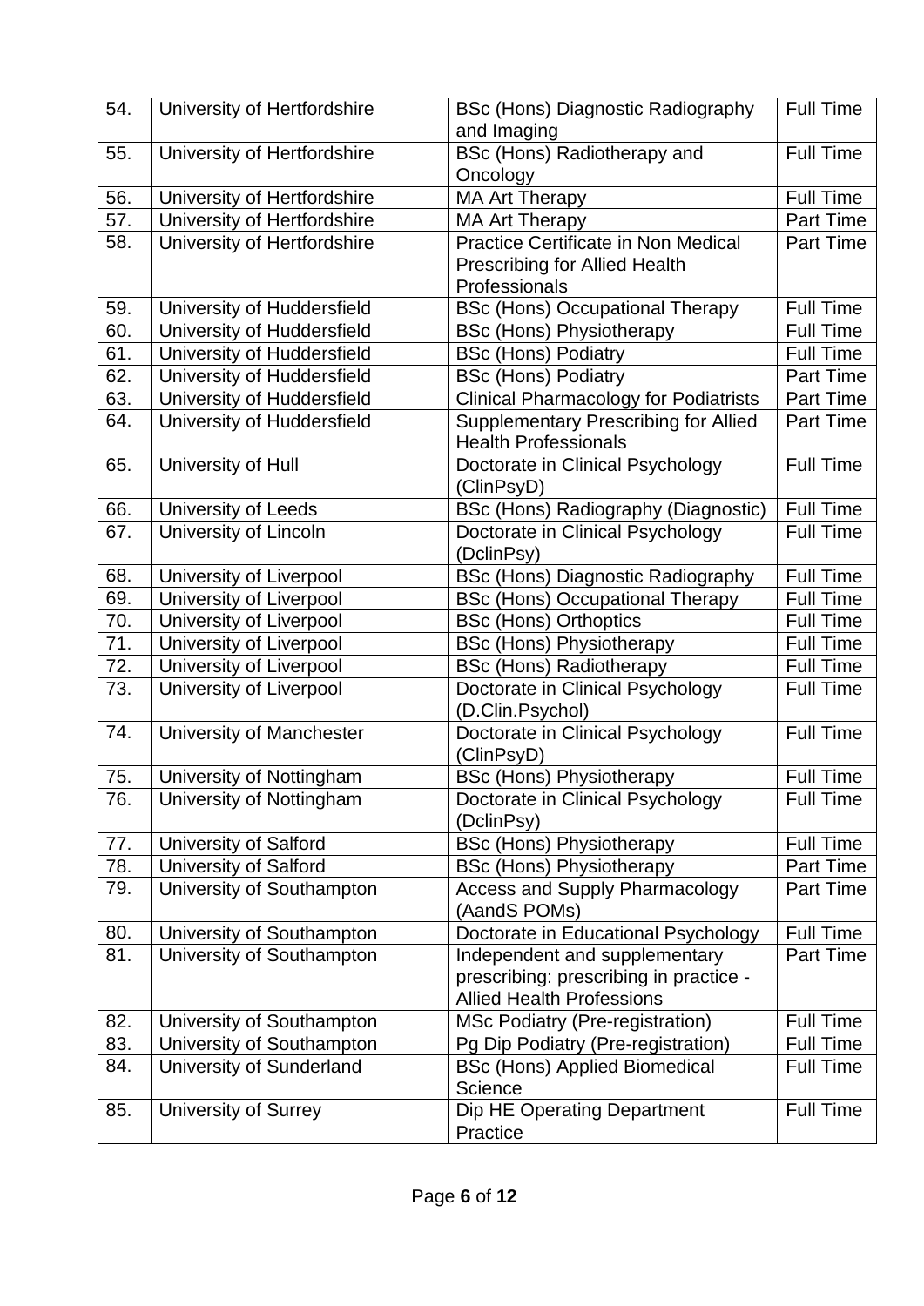| | | | |
|---|---|---|---|
| 54. | University of Hertfordshire | BSc (Hons) Diagnostic Radiography and Imaging | Full Time |
| 55. | University of Hertfordshire | BSc (Hons) Radiotherapy and Oncology | Full Time |
| 56. | University of Hertfordshire | MA Art Therapy | Full Time |
| 57. | University of Hertfordshire | MA Art Therapy | Part Time |
| 58. | University of Hertfordshire | Practice Certificate in Non Medical Prescribing for Allied Health Professionals | Part Time |
| 59. | University of Huddersfield | BSc (Hons) Occupational Therapy | Full Time |
| 60. | University of Huddersfield | BSc (Hons) Physiotherapy | Full Time |
| 61. | University of Huddersfield | BSc (Hons) Podiatry | Full Time |
| 62. | University of Huddersfield | BSc (Hons) Podiatry | Part Time |
| 63. | University of Huddersfield | Clinical Pharmacology for Podiatrists | Part Time |
| 64. | University of Huddersfield | Supplementary Prescribing for Allied Health Professionals | Part Time |
| 65. | University of Hull | Doctorate in Clinical Psychology (ClinPsyD) | Full Time |
| 66. | University of Leeds | BSc (Hons) Radiography (Diagnostic) | Full Time |
| 67. | University of Lincoln | Doctorate in Clinical Psychology (DclinPsy) | Full Time |
| 68. | University of Liverpool | BSc (Hons) Diagnostic Radiography | Full Time |
| 69. | University of Liverpool | BSc (Hons) Occupational Therapy | Full Time |
| 70. | University of Liverpool | BSc (Hons) Orthoptics | Full Time |
| 71. | University of Liverpool | BSc (Hons) Physiotherapy | Full Time |
| 72. | University of Liverpool | BSc (Hons) Radiotherapy | Full Time |
| 73. | University of Liverpool | Doctorate in Clinical Psychology (D.Clin.Psychol) | Full Time |
| 74. | University of Manchester | Doctorate in Clinical Psychology (ClinPsyD) | Full Time |
| 75. | University of Nottingham | BSc (Hons) Physiotherapy | Full Time |
| 76. | University of Nottingham | Doctorate in Clinical Psychology (DclinPsy) | Full Time |
| 77. | University of Salford | BSc (Hons) Physiotherapy | Full Time |
| 78. | University of Salford | BSc (Hons) Physiotherapy | Part Time |
| 79. | University of Southampton | Access and Supply Pharmacology (AandS POMs) | Part Time |
| 80. | University of Southampton | Doctorate in Educational Psychology | Full Time |
| 81. | University of Southampton | Independent and supplementary prescribing: prescribing in practice - Allied Health Professions | Part Time |
| 82. | University of Southampton | MSc Podiatry (Pre-registration) | Full Time |
| 83. | University of Southampton | Pg Dip Podiatry (Pre-registration) | Full Time |
| 84. | University of Sunderland | BSc (Hons) Applied Biomedical Science | Full Time |
| 85. | University of Surrey | Dip HE Operating Department Practice | Full Time |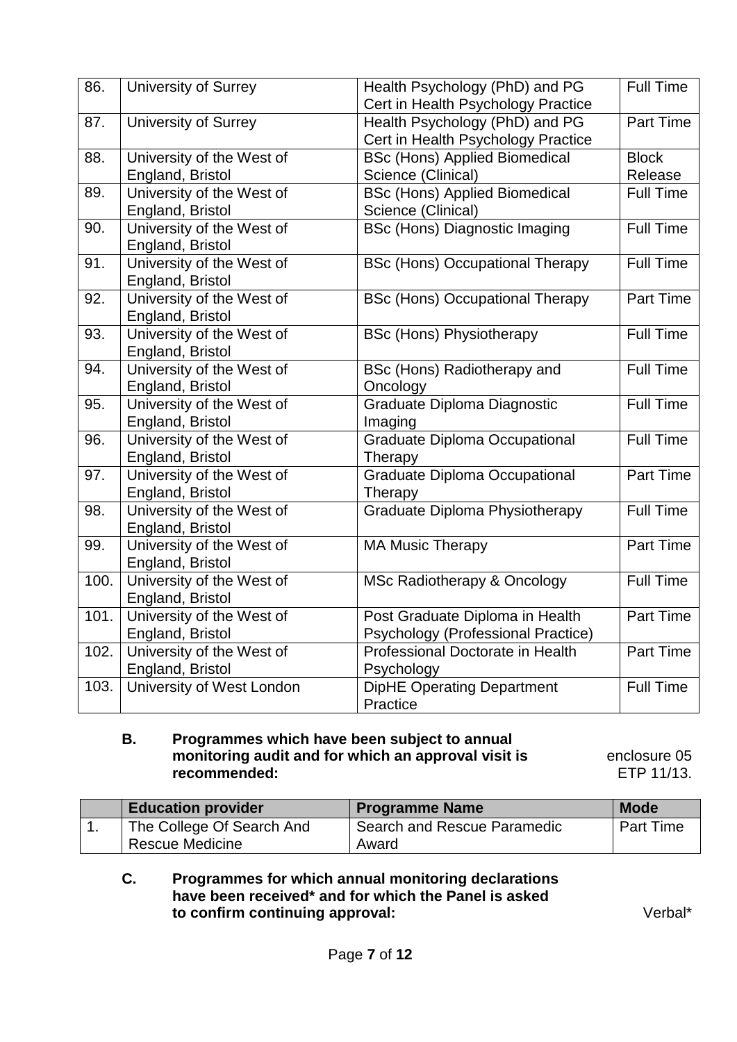| | | | |
|---|---|---|---|
| 86. | University of Surrey | Health Psychology (PhD) and PG Cert in Health Psychology Practice | Full Time |
| 87. | University of Surrey | Health Psychology (PhD) and PG Cert in Health Psychology Practice | Part Time |
| 88. | University of the West of England, Bristol | BSc (Hons) Applied Biomedical Science (Clinical) | Block Release |
| 89. | University of the West of England, Bristol | BSc (Hons) Applied Biomedical Science (Clinical) | Full Time |
| 90. | University of the West of England, Bristol | BSc (Hons) Diagnostic Imaging | Full Time |
| 91. | University of the West of England, Bristol | BSc (Hons) Occupational Therapy | Full Time |
| 92. | University of the West of England, Bristol | BSc (Hons) Occupational Therapy | Part Time |
| 93. | University of the West of England, Bristol | BSc (Hons) Physiotherapy | Full Time |
| 94. | University of the West of England, Bristol | BSc (Hons) Radiotherapy and Oncology | Full Time |
| 95. | University of the West of England, Bristol | Graduate Diploma Diagnostic Imaging | Full Time |
| 96. | University of the West of England, Bristol | Graduate Diploma Occupational Therapy | Full Time |
| 97. | University of the West of England, Bristol | Graduate Diploma Occupational Therapy | Part Time |
| 98. | University of the West of England, Bristol | Graduate Diploma Physiotherapy | Full Time |
| 99. | University of the West of England, Bristol | MA Music Therapy | Part Time |
| 100. | University of the West of England, Bristol | MSc Radiotherapy & Oncology | Full Time |
| 101. | University of the West of England, Bristol | Post Graduate Diploma in Health Psychology (Professional Practice) | Part Time |
| 102. | University of the West of England, Bristol | Professional Doctorate in Health Psychology | Part Time |
| 103. | University of West London | DipHE Operating Department Practice | Full Time |

**B. Programmes which have been subject to annual monitoring audit and for which an approval visit is recommended:** enclosure 05 ETP 11/13.

| | Education provider | Programme Name | Mode |
|---|---|---|---|
| 1. | The College Of Search And Rescue Medicine | Search and Rescue Paramedic Award | Part Time |

**C. Programmes for which annual monitoring declarations have been received* and for which the Panel is asked to confirm continuing approval:** Verbal*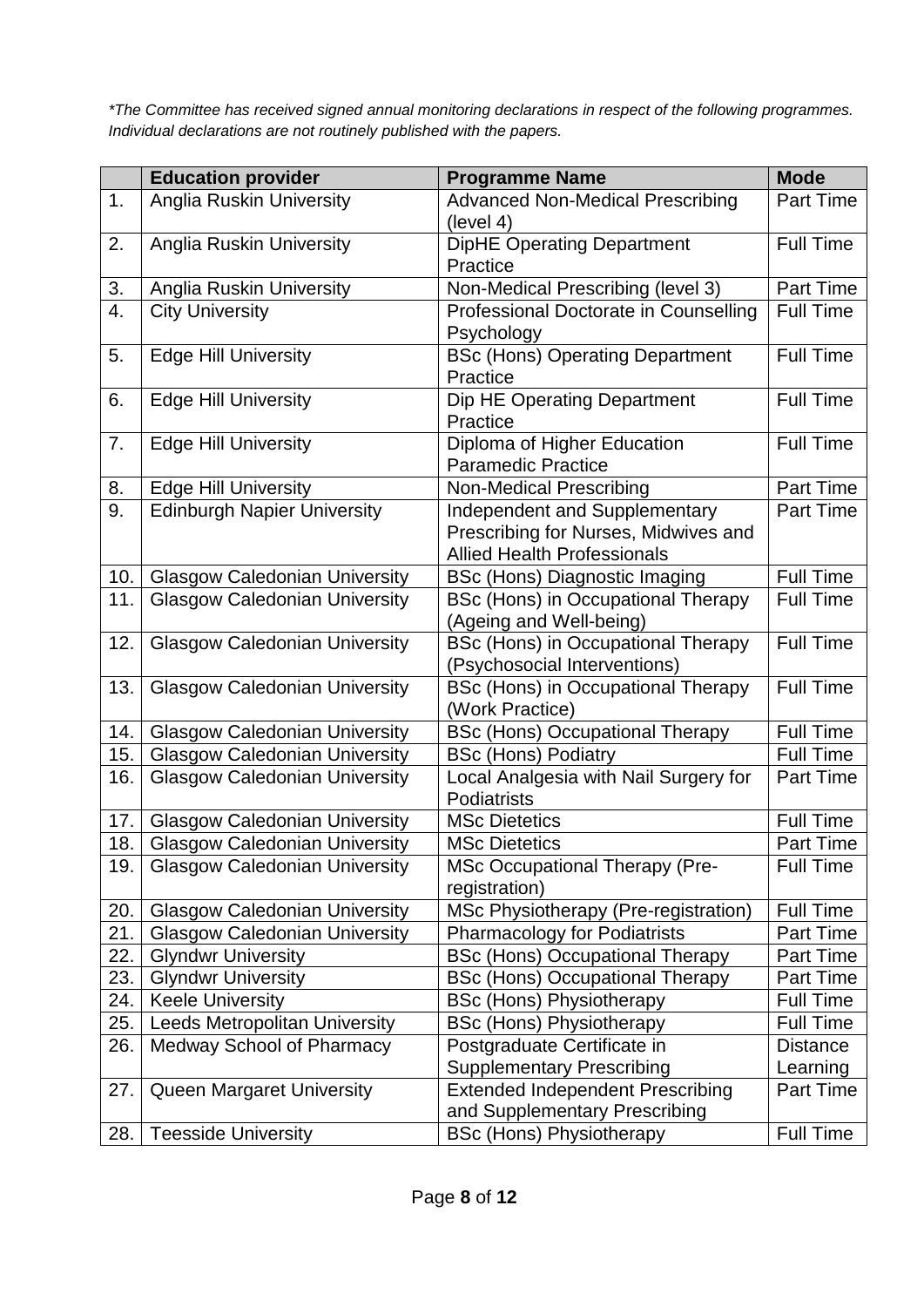*\*The Committee has received signed annual monitoring declarations in respect of the following programmes. Individual declarations are not routinely published with the papers.*

| | Education provider | Programme Name | Mode |
|---|---|---|---|
| 1. | Anglia Ruskin University | Advanced Non-Medical Prescribing (level 4) | Part Time |
| 2. | Anglia Ruskin University | DipHE Operating Department Practice | Full Time |
| 3. | Anglia Ruskin University | Non-Medical Prescribing (level 3) | Part Time |
| 4. | City University | Professional Doctorate in Counselling Psychology | Full Time |
| 5. | Edge Hill University | BSc (Hons) Operating Department Practice | Full Time |
| 6. | Edge Hill University | Dip HE Operating Department Practice | Full Time |
| 7. | Edge Hill University | Diploma of Higher Education Paramedic Practice | Full Time |
| 8. | Edge Hill University | Non-Medical Prescribing | Part Time |
| 9. | Edinburgh Napier University | Independent and Supplementary Prescribing for Nurses, Midwives and Allied Health Professionals | Part Time |
| 10. | Glasgow Caledonian University | BSc (Hons) Diagnostic Imaging | Full Time |
| 11. | Glasgow Caledonian University | BSc (Hons) in Occupational Therapy (Ageing and Well-being) | Full Time |
| 12. | Glasgow Caledonian University | BSc (Hons) in Occupational Therapy (Psychosocial Interventions) | Full Time |
| 13. | Glasgow Caledonian University | BSc (Hons) in Occupational Therapy (Work Practice) | Full Time |
| 14. | Glasgow Caledonian University | BSc (Hons) Occupational Therapy | Full Time |
| 15. | Glasgow Caledonian University | BSc (Hons) Podiatry | Full Time |
| 16. | Glasgow Caledonian University | Local Analgesia with Nail Surgery for Podiatrists | Part Time |
| 17. | Glasgow Caledonian University | MSc Dietetics | Full Time |
| 18. | Glasgow Caledonian University | MSc Dietetics | Part Time |
| 19. | Glasgow Caledonian University | MSc Occupational Therapy (Pre-registration) | Full Time |
| 20. | Glasgow Caledonian University | MSc Physiotherapy (Pre-registration) | Full Time |
| 21. | Glasgow Caledonian University | Pharmacology for Podiatrists | Part Time |
| 22. | Glyndwr University | BSc (Hons) Occupational Therapy | Part Time |
| 23. | Glyndwr University | BSc (Hons) Occupational Therapy | Part Time |
| 24. | Keele University | BSc (Hons) Physiotherapy | Full Time |
| 25. | Leeds Metropolitan University | BSc (Hons) Physiotherapy | Full Time |
| 26. | Medway School of Pharmacy | Postgraduate Certificate in Supplementary Prescribing | Distance Learning |
| 27. | Queen Margaret University | Extended Independent Prescribing and Supplementary Prescribing | Part Time |
| 28. | Teesside University | BSc (Hons) Physiotherapy | Full Time |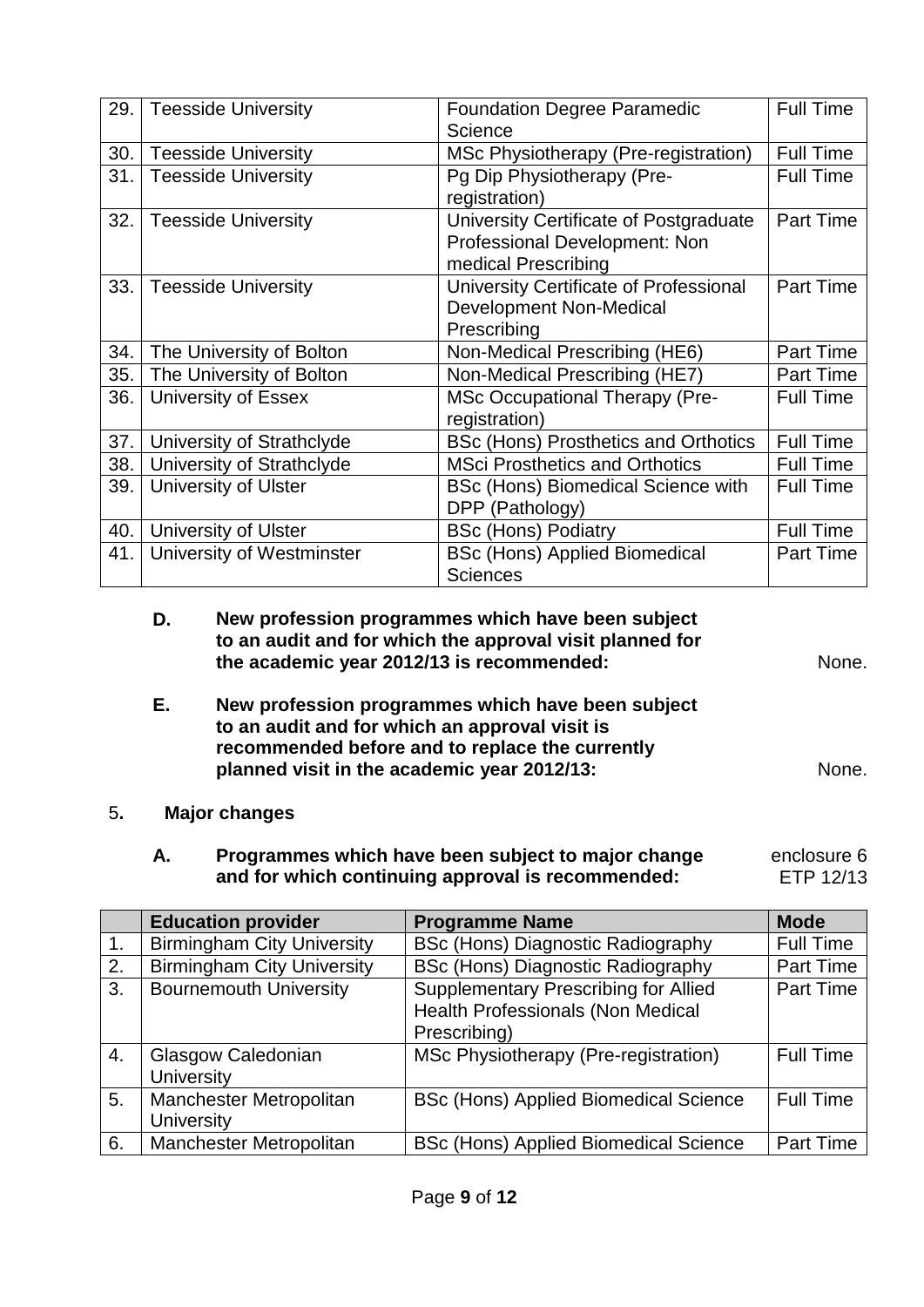| | | | |
|---|---|---|---|
| 29. | Teesside University | Foundation Degree Paramedic Science | Full Time |
| 30. | Teesside University | MSc Physiotherapy (Pre-registration) | Full Time |
| 31. | Teesside University | Pg Dip Physiotherapy (Pre-registration) | Full Time |
| 32. | Teesside University | University Certificate of Postgraduate Professional Development: Non medical Prescribing | Part Time |
| 33. | Teesside University | University Certificate of Professional Development Non-Medical Prescribing | Part Time |
| 34. | The University of Bolton | Non-Medical Prescribing (HE6) | Part Time |
| 35. | The University of Bolton | Non-Medical Prescribing (HE7) | Part Time |
| 36. | University of Essex | MSc Occupational Therapy (Pre-registration) | Full Time |
| 37. | University of Strathclyde | BSc (Hons) Prosthetics and Orthotics | Full Time |
| 38. | University of Strathclyde | MSci Prosthetics and Orthotics | Full Time |
| 39. | University of Ulster | BSc (Hons) Biomedical Science with DPP (Pathology) | Full Time |
| 40. | University of Ulster | BSc (Hons) Podiatry | Full Time |
| 41. | University of Westminster | BSc (Hons) Applied Biomedical Sciences | Part Time |

**D. New profession programmes which have been subject to an audit and for which the approval visit planned for the academic year 2012/13 is recommended:** None.

**E. New profession programmes which have been subject to an audit and for which an approval visit is recommended before and to replace the currently planned visit in the academic year 2012/13:** None.

5. **Major changes**

**A. Programmes which have been subject to major change and for which continuing approval is recommended:** enclosure 6 ETP 12/13

| | Education provider | Programme Name | Mode |
|---|---|---|---|
| 1. | Birmingham City University | BSc (Hons) Diagnostic Radiography | Full Time |
| 2. | Birmingham City University | BSc (Hons) Diagnostic Radiography | Part Time |
| 3. | Bournemouth University | Supplementary Prescribing for Allied Health Professionals (Non Medical Prescribing) | Part Time |
| 4. | Glasgow Caledonian University | MSc Physiotherapy (Pre-registration) | Full Time |
| 5. | Manchester Metropolitan University | BSc (Hons) Applied Biomedical Science | Full Time |
| 6. | Manchester Metropolitan | BSc (Hons) Applied Biomedical Science | Part Time |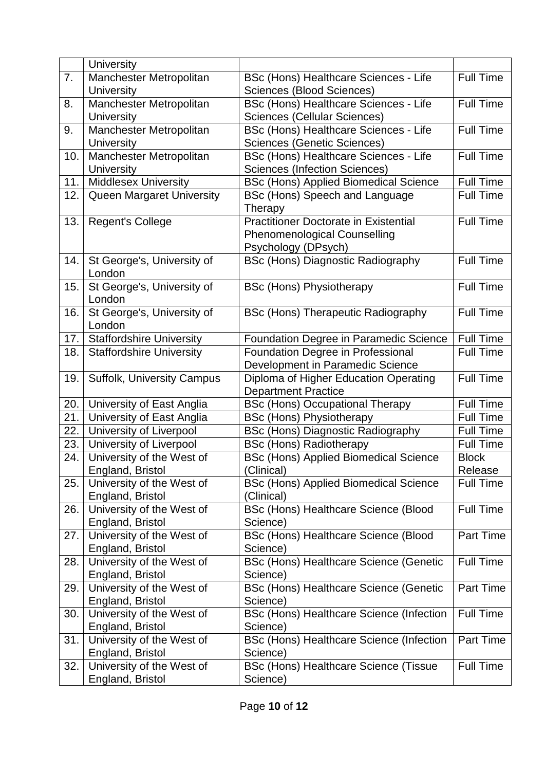| | | | |
|---|---|---|---|
| | University | | |
| 7. | Manchester Metropolitan University | BSc (Hons) Healthcare Sciences - Life Sciences (Blood Sciences) | Full Time |
| 8. | Manchester Metropolitan University | BSc (Hons) Healthcare Sciences - Life Sciences (Cellular Sciences) | Full Time |
| 9. | Manchester Metropolitan University | BSc (Hons) Healthcare Sciences - Life Sciences (Genetic Sciences) | Full Time |
| 10. | Manchester Metropolitan University | BSc (Hons) Healthcare Sciences - Life Sciences (Infection Sciences) | Full Time |
| 11. | Middlesex University | BSc (Hons) Applied Biomedical Science | Full Time |
| 12. | Queen Margaret University | BSc (Hons) Speech and Language Therapy | Full Time |
| 13. | Regent's College | Practitioner Doctorate in Existential Phenomenological Counselling Psychology (DPsych) | Full Time |
| 14. | St George's, University of London | BSc (Hons) Diagnostic Radiography | Full Time |
| 15. | St George's, University of London | BSc (Hons) Physiotherapy | Full Time |
| 16. | St George's, University of London | BSc (Hons) Therapeutic Radiography | Full Time |
| 17. | Staffordshire University | Foundation Degree in Paramedic Science | Full Time |
| 18. | Staffordshire University | Foundation Degree in Professional Development in Paramedic Science | Full Time |
| 19. | Suffolk, University Campus | Diploma of Higher Education Operating Department Practice | Full Time |
| 20. | University of East Anglia | BSc (Hons) Occupational Therapy | Full Time |
| 21. | University of East Anglia | BSc (Hons) Physiotherapy | Full Time |
| 22. | University of Liverpool | BSc (Hons) Diagnostic Radiography | Full Time |
| 23. | University of Liverpool | BSc (Hons) Radiotherapy | Full Time |
| 24. | University of the West of England, Bristol | BSc (Hons) Applied Biomedical Science (Clinical) | Block Release |
| 25. | University of the West of England, Bristol | BSc (Hons) Applied Biomedical Science (Clinical) | Full Time |
| 26. | University of the West of England, Bristol | BSc (Hons) Healthcare Science (Blood Science) | Full Time |
| 27. | University of the West of England, Bristol | BSc (Hons) Healthcare Science (Blood Science) | Part Time |
| 28. | University of the West of England, Bristol | BSc (Hons) Healthcare Science (Genetic Science) | Full Time |
| 29. | University of the West of England, Bristol | BSc (Hons) Healthcare Science (Genetic Science) | Part Time |
| 30. | University of the West of England, Bristol | BSc (Hons) Healthcare Science (Infection Science) | Full Time |
| 31. | University of the West of England, Bristol | BSc (Hons) Healthcare Science (Infection Science) | Part Time |
| 32. | University of the West of England, Bristol | BSc (Hons) Healthcare Science (Tissue Science) | Full Time |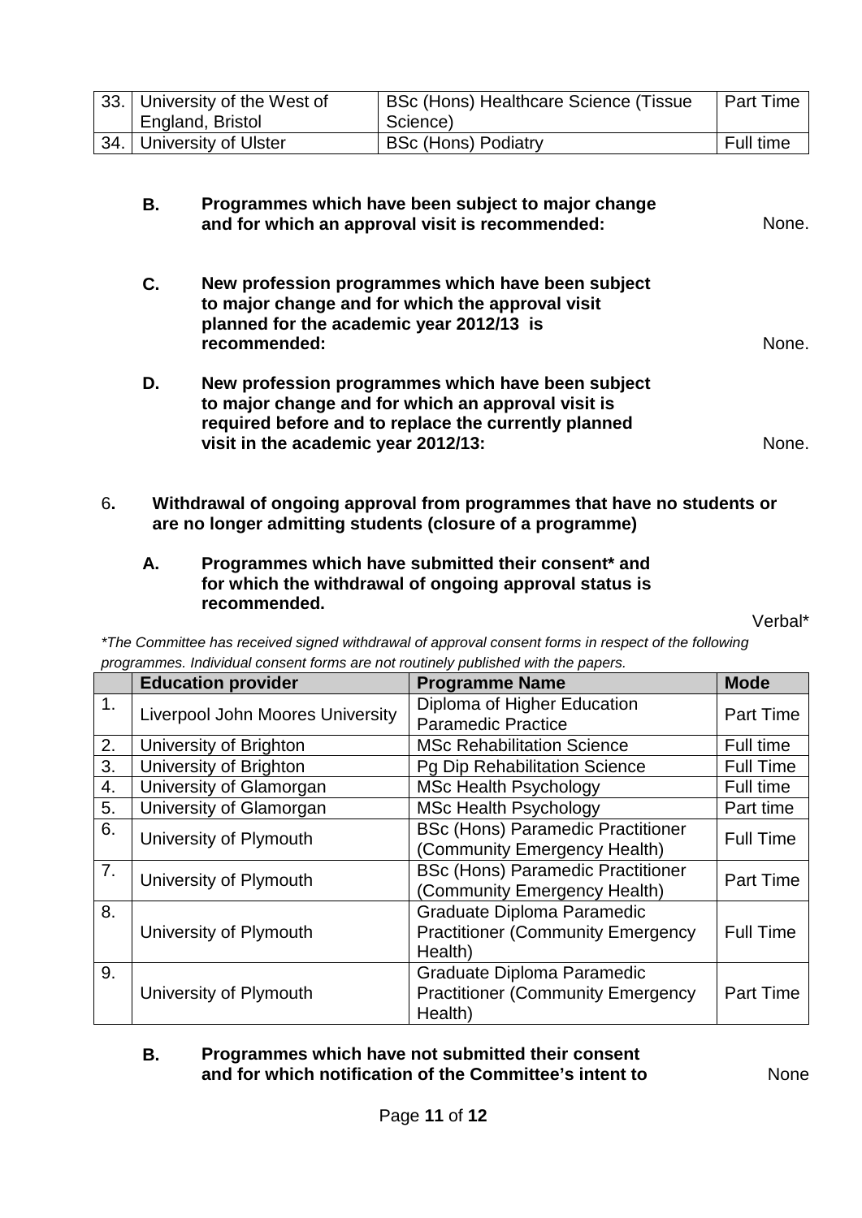| | | | |
|---|---|---|---|
| 33. | University of the West of England, Bristol | BSc (Hons) Healthcare Science (Tissue Science) | Part Time |
| 34. | University of Ulster | BSc (Hons) Podiatry | Full time |

**B. Programmes which have been subject to major change and for which an approval visit is recommended:** None.

**C. New profession programmes which have been subject to major change and for which the approval visit planned for the academic year 2012/13 is recommended:** None.

**D. New profession programmes which have been subject to major change and for which an approval visit is required before and to replace the currently planned visit in the academic year 2012/13:** None.

## 6. Withdrawal of ongoing approval from programmes that have no students or are no longer admitting students (closure of a programme)

**A. Programmes which have submitted their consent* and for which the withdrawal of ongoing approval status is recommended.** Verbal*

*\*The Committee has received signed withdrawal of approval consent forms in respect of the following programmes. Individual consent forms are not routinely published with the papers.*

| | Education provider | Programme Name | Mode |
|---|---|---|---|
| 1. | Liverpool John Moores University | Diploma of Higher Education Paramedic Practice | Part Time |
| 2. | University of Brighton | MSc Rehabilitation Science | Full time |
| 3. | University of Brighton | Pg Dip Rehabilitation Science | Full Time |
| 4. | University of Glamorgan | MSc Health Psychology | Full time |
| 5. | University of Glamorgan | MSc Health Psychology | Part time |
| 6. | University of Plymouth | BSc (Hons) Paramedic Practitioner (Community Emergency Health) | Full Time |
| 7. | University of Plymouth | BSc (Hons) Paramedic Practitioner (Community Emergency Health) | Part Time |
| 8. | University of Plymouth | Graduate Diploma Paramedic Practitioner (Community Emergency Health) | Full Time |
| 9. | University of Plymouth | Graduate Diploma Paramedic Practitioner (Community Emergency Health) | Part Time |

**B. Programmes which have not submitted their consent and for which notification of the Committee's intent to** None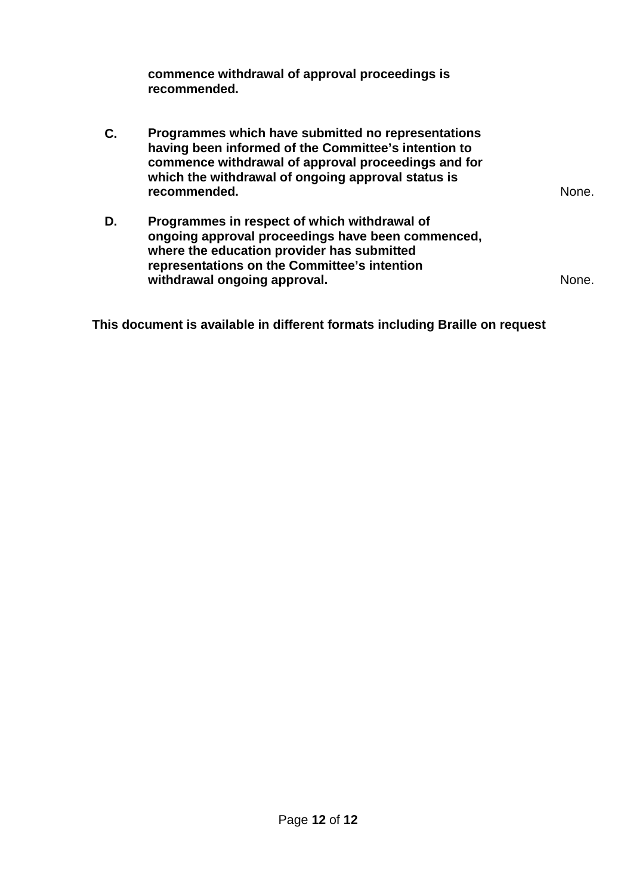**commence withdrawal of approval proceedings is recommended.**

| | | |
|---|---|---|
| **C.** | **Programmes which have submitted no representations having been informed of the Committee's intention to commence withdrawal of approval proceedings and for which the withdrawal of ongoing approval status is recommended.** | None. |
| **D.** | **Programmes in respect of which withdrawal of ongoing approval proceedings have been commenced, where the education provider has submitted representations on the Committee's intention withdrawal ongoing approval.** | None. |

**This document is available in different formats including Braille on request**